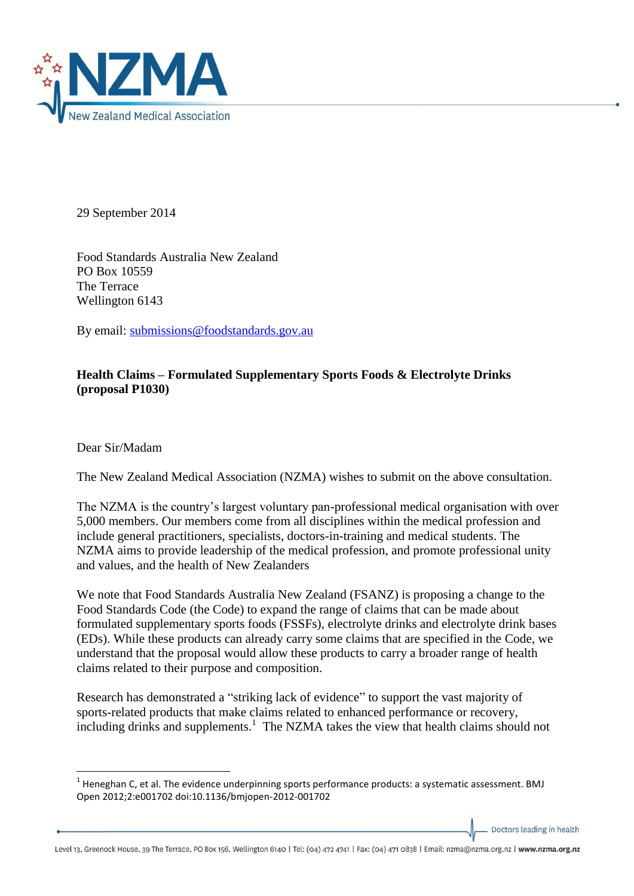29 September 2014

Food Standards Australia New Zealand
PO Box 10559
The Terrace
Wellington 6143

By email: submissions@foodstandards.gov.au

**Health Claims – Formulated Supplementary Sports Foods & Electrolyte Drinks (proposal P1030)**

Dear Sir/Madam

The New Zealand Medical Association (NZMA) wishes to submit on the above consultation.

The NZMA is the country's largest voluntary pan-professional medical organisation with over 5,000 members. Our members come from all disciplines within the medical profession and include general practitioners, specialists, doctors-in-training and medical students. The NZMA aims to provide leadership of the medical profession, and promote professional unity and values, and the health of New Zealanders

We note that Food Standards Australia New Zealand (FSANZ) is proposing a change to the Food Standards Code (the Code) to expand the range of claims that can be made about formulated supplementary sports foods (FSSFs), electrolyte drinks and electrolyte drink bases (EDs). While these products can already carry some claims that are specified in the Code, we understand that the proposal would allow these products to carry a broader range of health claims related to their purpose and composition.

Research has demonstrated a "striking lack of evidence" to support the vast majority of sports-related products that make claims related to enhanced performance or recovery, including drinks and supplements.[1] The NZMA takes the view that health claims should not

[1] Heneghan C, et al. The evidence underpinning sports performance products: a systematic assessment. BMJ Open 2012;2:e001702 doi:10.1136/bmjopen-2012-001702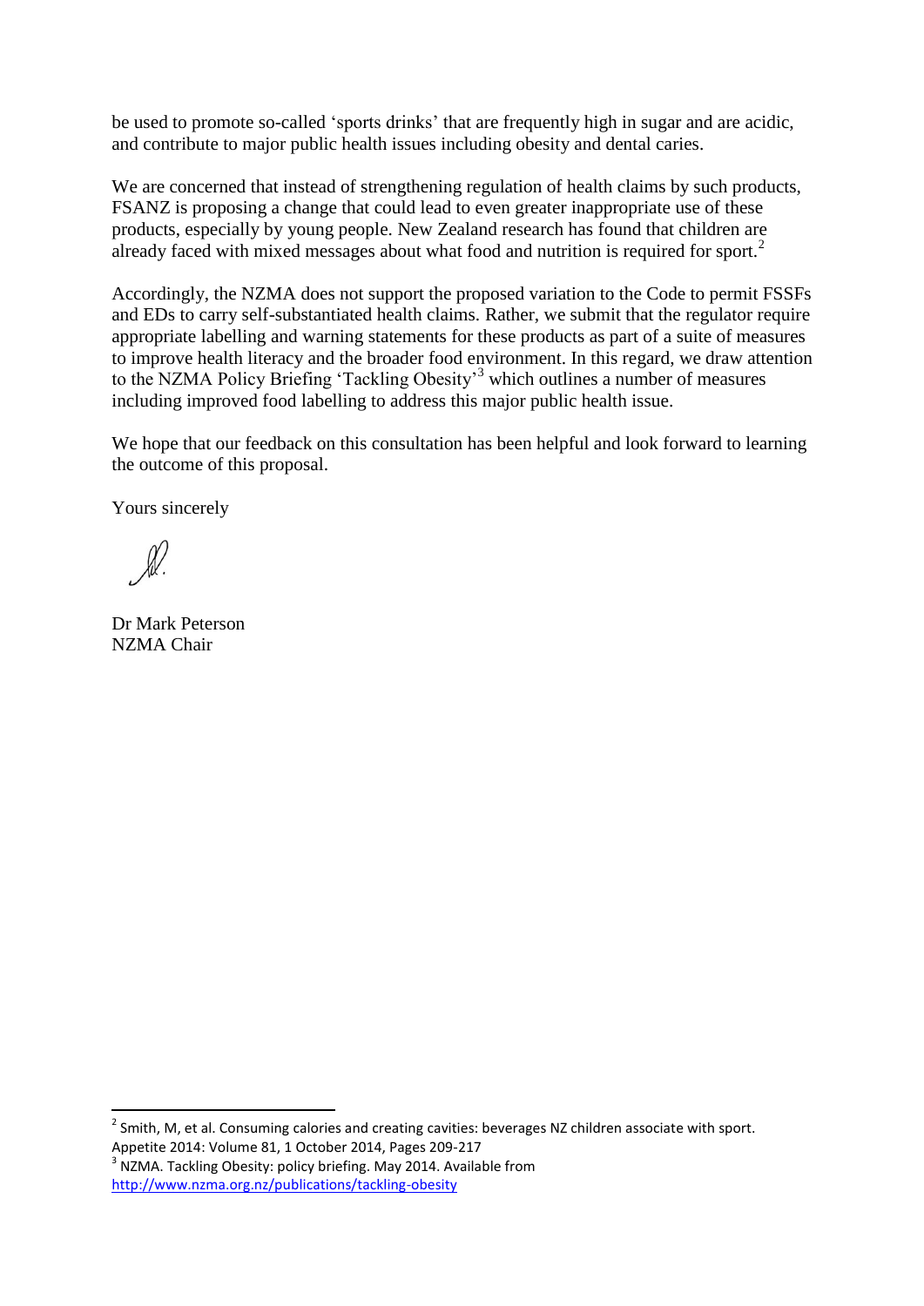be used to promote so-called 'sports drinks' that are frequently high in sugar and are acidic, and contribute to major public health issues including obesity and dental caries.

We are concerned that instead of strengthening regulation of health claims by such products, FSANZ is proposing a change that could lead to even greater inappropriate use of these products, especially by young people. New Zealand research has found that children are already faced with mixed messages about what food and nutrition is required for sport.[2]

Accordingly, the NZMA does not support the proposed variation to the Code to permit FSSFs and EDs to carry self-substantiated health claims. Rather, we submit that the regulator require appropriate labelling and warning statements for these products as part of a suite of measures to improve health literacy and the broader food environment. In this regard, we draw attention to the NZMA Policy Briefing 'Tackling Obesity'[3] which outlines a number of measures including improved food labelling to address this major public health issue.

We hope that our feedback on this consultation has been helpful and look forward to learning the outcome of this proposal.

Yours sincerely

Dr Mark Peterson
NZMA Chair

---

[2] Smith, M, et al. Consuming calories and creating cavities: beverages NZ children associate with sport. Appetite 2014: Volume 81, 1 October 2014, Pages 209-217

[3] NZMA. Tackling Obesity: policy briefing. May 2014. Available from http://www.nzma.org.nz/publications/tackling-obesity